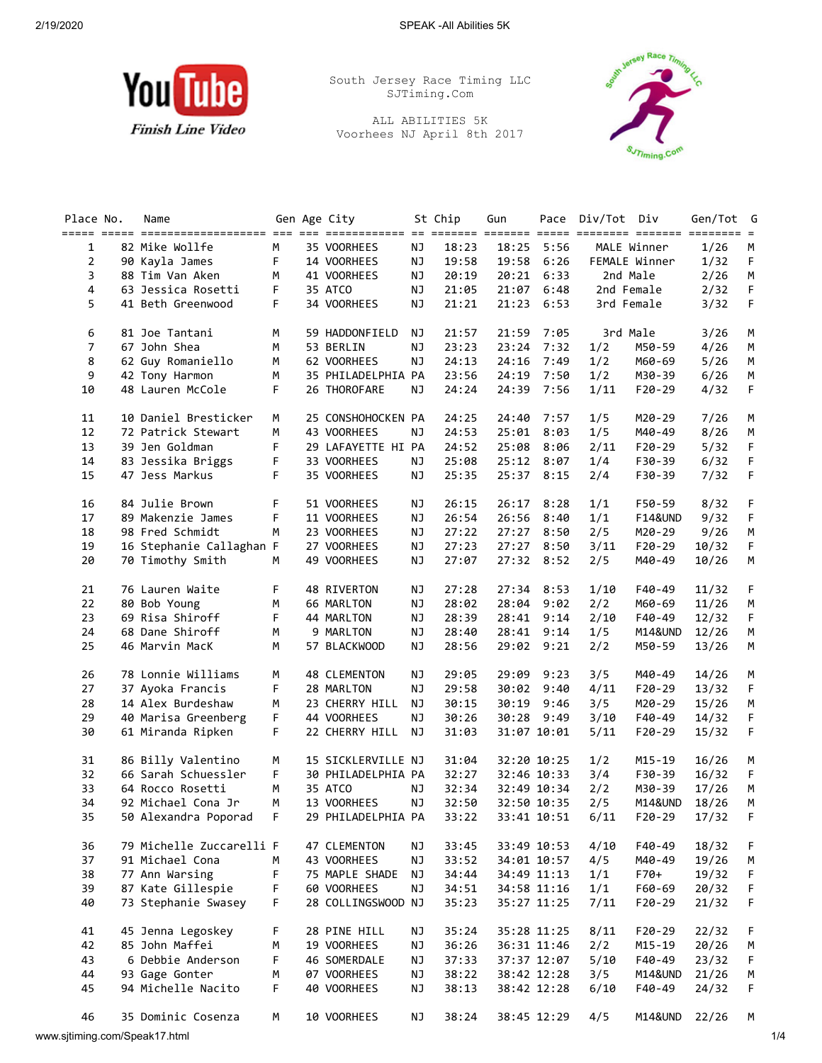YouTube Finish Line Video

South Jersey Race Timing LLC
SJTiming.Com

ALL ABILITIES 5K
Voorhees NJ April 8th 2017

| Place | No. | Name | Gen | Age | City | St | Chip | Gun | Pace | Div/Tot | Div | Gen/Tot | G |
|---|---|---|---|---|---|---|---|---|---|---|---|---|---|
| 1 | 82 | Mike Wolffe | M | 35 | VOORHEES | NJ | 18:23 | 18:25 | 5:56 | MALE Winner | | 1/26 | M |
| 2 | 90 | Kayla James | F | 14 | VOORHEES | NJ | 19:58 | 19:58 | 6:26 | FEMALE Winner | | 1/32 | F |
| 3 | 88 | Tim Van Aken | M | 41 | VOORHEES | NJ | 20:19 | 20:21 | 6:33 | 2nd Male | | 2/26 | M |
| 4 | 63 | Jessica Rosetti | F | 35 | ATCO | NJ | 21:05 | 21:07 | 6:48 | 2nd Female | | 2/32 | F |
| 5 | 41 | Beth Greenwood | F | 34 | VOORHEES | NJ | 21:21 | 21:23 | 6:53 | 3rd Female | | 3/32 | F |
| 6 | 81 | Joe Tantani | M | 59 | HADDONFIELD | NJ | 21:57 | 21:59 | 7:05 | 3rd Male | | 3/26 | M |
| 7 | 67 | John Shea | M | 53 | BERLIN | NJ | 23:23 | 23:24 | 7:32 | 1/2 | M50-59 | 4/26 | M |
| 8 | 62 | Guy Romaniello | M | 62 | VOORHEES | NJ | 24:13 | 24:16 | 7:49 | 1/2 | M60-69 | 5/26 | M |
| 9 | 42 | Tony Harmon | M | 35 | PHILADELPHIA | PA | 23:56 | 24:19 | 7:50 | 1/2 | M30-39 | 6/26 | M |
| 10 | 48 | Lauren McCole | F | 26 | THOROFARE | NJ | 24:24 | 24:39 | 7:56 | 1/11 | F20-29 | 4/32 | F |
| 11 | 10 | Daniel Bresticker | M | 25 | CONSHOHOCKEN | PA | 24:25 | 24:40 | 7:57 | 1/5 | M20-29 | 7/26 | M |
| 12 | 72 | Patrick Stewart | M | 43 | VOORHEES | NJ | 24:53 | 25:01 | 8:03 | 1/5 | M40-49 | 8/26 | M |
| 13 | 39 | Jen Goldman | F | 29 | LAFAYETTE HI | PA | 24:52 | 25:08 | 8:06 | 2/11 | F20-29 | 5/32 | F |
| 14 | 83 | Jessika Briggs | F | 33 | VOORHEES | NJ | 25:08 | 25:12 | 8:07 | 1/4 | F30-39 | 6/32 | F |
| 15 | 47 | Jess Markus | F | 35 | VOORHEES | NJ | 25:35 | 25:37 | 8:15 | 2/4 | F30-39 | 7/32 | F |
| 16 | 84 | Julie Brown | F | 51 | VOORHEES | NJ | 26:15 | 26:17 | 8:28 | 1/1 | F50-59 | 8/32 | F |
| 17 | 89 | Makenzie James | F | 11 | VOORHEES | NJ | 26:54 | 26:56 | 8:40 | 1/1 | F14&UND | 9/32 | F |
| 18 | 98 | Fred Schmidt | M | 23 | VOORHEES | NJ | 27:22 | 27:27 | 8:50 | 2/5 | M20-29 | 9/26 | M |
| 19 | 16 | Stephanie Callaghan | F | 27 | VOORHEES | NJ | 27:23 | 27:27 | 8:50 | 3/11 | F20-29 | 10/32 | F |
| 20 | 70 | Timothy Smith | M | 49 | VOORHEES | NJ | 27:07 | 27:32 | 8:52 | 2/5 | M40-49 | 10/26 | M |
| 21 | 76 | Lauren Waite | F | 48 | RIVERTON | NJ | 27:28 | 27:34 | 8:53 | 1/10 | F40-49 | 11/32 | F |
| 22 | 80 | Bob Young | M | 66 | MARLTON | NJ | 28:02 | 28:04 | 9:02 | 2/2 | M60-69 | 11/26 | M |
| 23 | 69 | Risa Shiroff | F | 44 | MARLTON | NJ | 28:39 | 28:41 | 9:14 | 2/10 | F40-49 | 12/32 | F |
| 24 | 68 | Dane Shiroff | M | 9 | MARLTON | NJ | 28:40 | 28:41 | 9:14 | 1/5 | M14&UND | 12/26 | M |
| 25 | 46 | Marvin MacK | M | 57 | BLACKWOOD | NJ | 28:56 | 29:02 | 9:21 | 2/2 | M50-59 | 13/26 | M |
| 26 | 78 | Lonnie Williams | M | 48 | CLEMENTON | NJ | 29:05 | 29:09 | 9:23 | 3/5 | M40-49 | 14/26 | M |
| 27 | 37 | Ayoka Francis | F | 28 | MARLTON | NJ | 29:58 | 30:02 | 9:40 | 4/11 | F20-29 | 13/32 | F |
| 28 | 14 | Alex Burdeshaw | M | 23 | CHERRY HILL | NJ | 30:15 | 30:19 | 9:46 | 3/5 | M20-29 | 15/26 | M |
| 29 | 40 | Marisa Greenberg | F | 44 | VOORHEES | NJ | 30:26 | 30:28 | 9:49 | 3/10 | F40-49 | 14/32 | F |
| 30 | 61 | Miranda Ripken | F | 22 | CHERRY HILL | NJ | 31:03 | 31:07 | 10:01 | 5/11 | F20-29 | 15/32 | F |
| 31 | 86 | Billy Valentino | M | 15 | SICKLERVILLE | NJ | 31:04 | 32:20 | 10:25 | 1/2 | M15-19 | 16/26 | M |
| 32 | 66 | Sarah Schuessler | F | 30 | PHILADELPHIA | PA | 32:27 | 32:46 | 10:33 | 3/4 | F30-39 | 16/32 | F |
| 33 | 64 | Rocco Rosetti | M | 35 | ATCO | NJ | 32:34 | 32:49 | 10:34 | 2/2 | M30-39 | 17/26 | M |
| 34 | 92 | Michael Cona Jr | M | 13 | VOORHEES | NJ | 32:50 | 32:50 | 10:35 | 2/5 | M14&UND | 18/26 | M |
| 35 | 50 | Alexandra Poporad | F | 29 | PHILADELPHIA | PA | 33:22 | 33:41 | 10:51 | 6/11 | F20-29 | 17/32 | F |
| 36 | 79 | Michelle Zuccarelli | F | 47 | CLEMENTON | NJ | 33:45 | 33:49 | 10:53 | 4/10 | F40-49 | 18/32 | F |
| 37 | 91 | Michael Cona | M | 43 | VOORHEES | NJ | 33:52 | 34:01 | 10:57 | 4/5 | M40-49 | 19/26 | M |
| 38 | 77 | Ann Warsing | F | 75 | MAPLE SHADE | NJ | 34:44 | 34:49 | 11:13 | 1/1 | F70+ | 19/32 | F |
| 39 | 87 | Kate Gillespie | F | 60 | VOORHEES | NJ | 34:51 | 34:58 | 11:16 | 1/1 | F60-69 | 20/32 | F |
| 40 | 73 | Stephanie Swasey | F | 28 | COLLINGSWOOD | NJ | 35:23 | 35:27 | 11:25 | 7/11 | F20-29 | 21/32 | F |
| 41 | 45 | Jenna Legoskey | F | 28 | PINE HILL | NJ | 35:24 | 35:28 | 11:25 | 8/11 | F20-29 | 22/32 | F |
| 42 | 85 | John Maffei | M | 19 | VOORHEES | NJ | 36:26 | 36:31 | 11:46 | 2/2 | M15-19 | 20/26 | M |
| 43 | 6 | Debbie Anderson | F | 46 | SOMERDALE | NJ | 37:33 | 37:37 | 12:07 | 5/10 | F40-49 | 23/32 | F |
| 44 | 93 | Gage Gonter | M | 07 | VOORHEES | NJ | 38:22 | 38:42 | 12:28 | 3/5 | M14&UND | 21/26 | M |
| 45 | 94 | Michelle Nacito | F | 40 | VOORHEES | NJ | 38:13 | 38:42 | 12:28 | 6/10 | F40-49 | 24/32 | F |
| 46 | 35 | Dominic Cosenza | M | 10 | VOORHEES | NJ | 38:24 | 38:45 | 12:29 | 4/5 | M14&UND | 22/26 | M |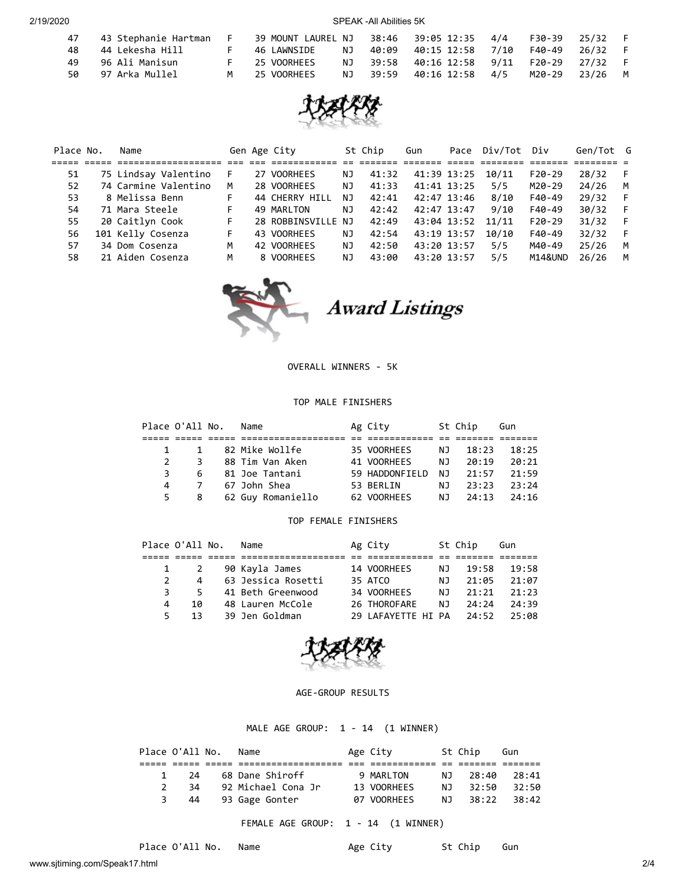| Place | No. | Name | Gen | Age | City | St | Chip | Gun | Pace | Div/Tot | Div | Gen/Tot | G |
|---|---|---|---|---|---|---|---|---|---|---|---|---|---|
| 47 | 43 | Stephanie Hartman | F | 39 | MOUNT LAUREL | NJ | 38:46 | 39:05 | 12:35 | 4/4 | F30-39 | 25/32 | F |
| 48 | 44 | Lekesha Hill | F | 46 | LAWNSIDE | NJ | 40:09 | 40:15 | 12:58 | 7/10 | F40-49 | 26/32 | F |
| 49 | 96 | Ali Manisun | F | 25 | VOORHEES | NJ | 39:58 | 40:16 | 12:58 | 9/11 | F20-29 | 27/32 | F |
| 50 | 97 | Arka Mullel | M | 25 | VOORHEES | NJ | 39:59 | 40:16 | 12:58 | 4/5 | M20-29 | 23/26 | M |
| 51 | 75 | Lindsay Valentino | F | 27 | VOORHEES | NJ | 41:32 | 41:39 | 13:25 | 10/11 | F20-29 | 28/32 | F |
| 52 | 74 | Carmine Valentino | M | 28 | VOORHEES | NJ | 41:33 | 41:41 | 13:25 | 5/5 | M20-29 | 24/26 | M |
| 53 | 8 | Melissa Benn | F | 44 | CHERRY HILL | NJ | 42:41 | 42:47 | 13:46 | 8/10 | F40-49 | 29/32 | F |
| 54 | 71 | Mara Steele | F | 49 | MARLTON | NJ | 42:42 | 42:47 | 13:47 | 9/10 | F40-49 | 30/32 | F |
| 55 | 20 | Caitlyn Cook | F | 28 | ROBBINSVILLE | NJ | 42:49 | 43:04 | 13:52 | 11/11 | F20-29 | 31/32 | F |
| 56 | 101 | Kelly Cosenza | F | 43 | VOORHEES | NJ | 42:54 | 43:19 | 13:57 | 10/10 | F40-49 | 32/32 | F |
| 57 | 34 | Dom Cosenza | M | 42 | VOORHEES | NJ | 42:50 | 43:20 | 13:57 | 5/5 | M40-49 | 25/26 | M |
| 58 | 21 | Aiden Cosenza | M | 8 | VOORHEES | NJ | 43:00 | 43:20 | 13:57 | 5/5 | M14&UND | 26/26 | M |

## Award Listings

### OVERALL WINNERS - 5K

#### TOP MALE FINISHERS

| Place | O'All | No. | Name | Ag | City | St | Chip | Gun |
|---|---|---|---|---|---|---|---|---|
| 1 | 1 | 82 | Mike Wollfe | 35 | VOORHEES | NJ | 18:23 | 18:25 |
| 2 | 3 | 88 | Tim Van Aken | 41 | VOORHEES | NJ | 20:19 | 20:21 |
| 3 | 6 | 81 | Joe Tantani | 59 | HADDONFIELD | NJ | 21:57 | 21:59 |
| 4 | 7 | 67 | John Shea | 53 | BERLIN | NJ | 23:23 | 23:24 |
| 5 | 8 | 62 | Guy Romaniello | 62 | VOORHEES | NJ | 24:13 | 24:16 |

#### TOP FEMALE FINISHERS

| Place | O'All | No. | Name | Ag | City | St | Chip | Gun |
|---|---|---|---|---|---|---|---|---|
| 1 | 2 | 90 | Kayla James | 14 | VOORHEES | NJ | 19:58 | 19:58 |
| 2 | 4 | 63 | Jessica Rosetti | 35 | ATCO | NJ | 21:05 | 21:07 |
| 3 | 5 | 41 | Beth Greenwood | 34 | VOORHEES | NJ | 21:21 | 21:23 |
| 4 | 10 | 48 | Lauren McCole | 26 | THOROFARE | NJ | 24:24 | 24:39 |
| 5 | 13 | 39 | Jen Goldman | 29 | LAFAYETTE HI | PA | 24:52 | 25:08 |

### AGE-GROUP RESULTS

#### MALE AGE GROUP: 1 - 14 (1 WINNER)

| Place | O'All | No. | Name | Age | City | St | Chip | Gun |
|---|---|---|---|---|---|---|---|---|
| 1 | 24 | 68 | Dane Shiroff | 9 | MARLTON | NJ | 28:40 | 28:41 |
| 2 | 34 | 92 | Michael Cona Jr | 13 | VOORHEES | NJ | 32:50 | 32:50 |
| 3 | 44 | 93 | Gage Gonter | 07 | VOORHEES | NJ | 38:22 | 38:42 |

#### FEMALE AGE GROUP: 1 - 14 (1 WINNER)

| Place | O'All | No. | Name | Age | City | St | Chip | Gun |
|---|---|---|---|---|---|---|---|---|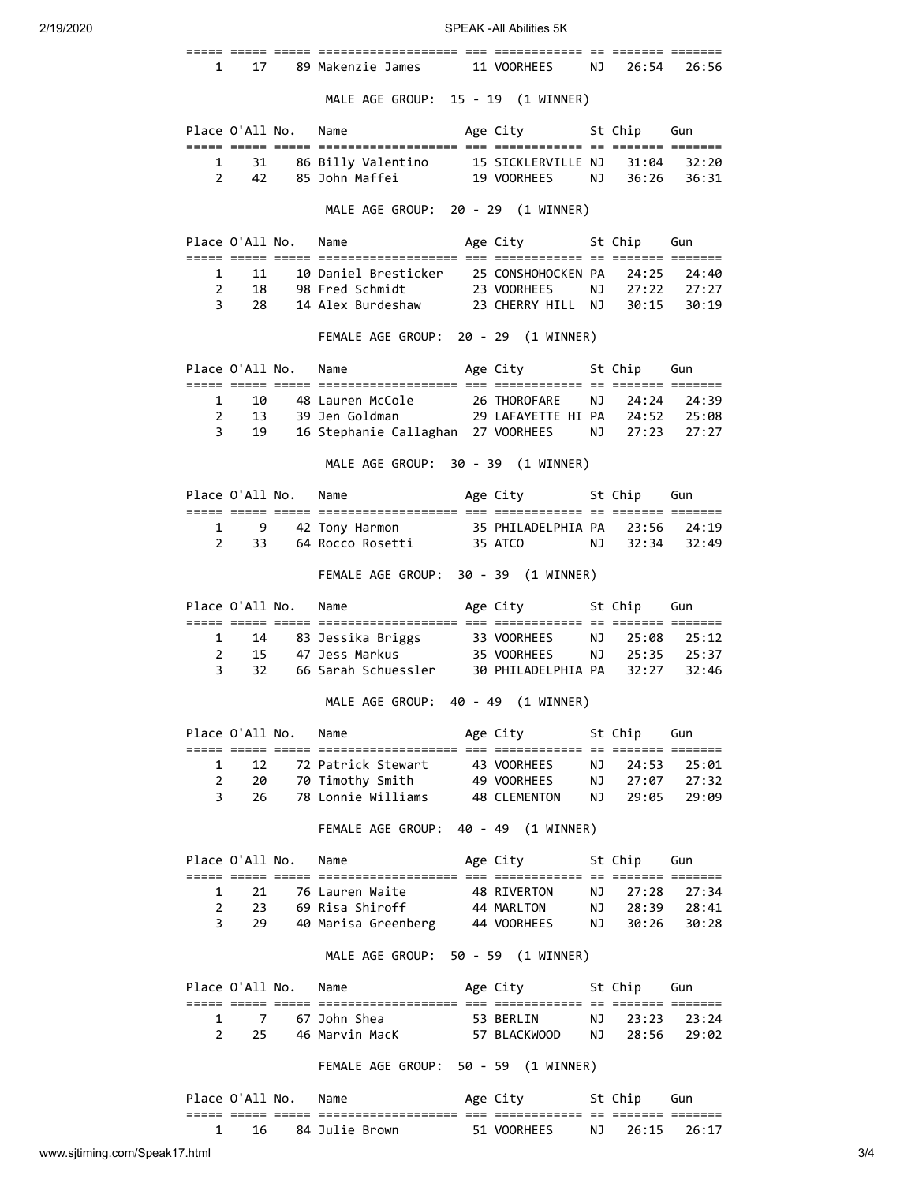| Place | O'All | No. | Name | Age | City | St | Chip | Gun |
|---|---|---|---|---|---|---|---|---|
| 1 | 17 | 89 | Makenzie James | 11 | VOORHEES | NJ | 26:54 | 26:56 |

MALE AGE GROUP: 15 - 19 (1 WINNER)

| Place | O'All | No. | Name | Age | City | St | Chip | Gun |
|---|---|---|---|---|---|---|---|---|
| 1 | 31 | 86 | Billy Valentino | 15 | SICKLERVILLE | NJ | 31:04 | 32:20 |
| 2 | 42 | 85 | John Maffei | 19 | VOORHEES | NJ | 36:26 | 36:31 |

MALE AGE GROUP: 20 - 29 (1 WINNER)

| Place | O'All | No. | Name | Age | City | St | Chip | Gun |
|---|---|---|---|---|---|---|---|---|
| 1 | 11 | 10 | Daniel Bresticker | 25 | CONSHOHOCKEN | PA | 24:25 | 24:40 |
| 2 | 18 | 98 | Fred Schmidt | 23 | VOORHEES | NJ | 27:22 | 27:27 |
| 3 | 28 | 14 | Alex Burdeshaw | 23 | CHERRY HILL | NJ | 30:15 | 30:19 |

FEMALE AGE GROUP: 20 - 29 (1 WINNER)

| Place | O'All | No. | Name | Age | City | St | Chip | Gun |
|---|---|---|---|---|---|---|---|---|
| 1 | 10 | 48 | Lauren McCole | 26 | THOROFARE | NJ | 24:24 | 24:39 |
| 2 | 13 | 39 | Jen Goldman | 29 | LAFAYETTE HI | PA | 24:52 | 25:08 |
| 3 | 19 | 16 | Stephanie Callaghan | 27 | VOORHEES | NJ | 27:23 | 27:27 |

MALE AGE GROUP: 30 - 39 (1 WINNER)

| Place | O'All | No. | Name | Age | City | St | Chip | Gun |
|---|---|---|---|---|---|---|---|---|
| 1 | 9 | 42 | Tony Harmon | 35 | PHILADELPHIA | PA | 23:56 | 24:19 |
| 2 | 33 | 64 | Rocco Rosetti | 35 | ATCO | NJ | 32:34 | 32:49 |

FEMALE AGE GROUP: 30 - 39 (1 WINNER)

| Place | O'All | No. | Name | Age | City | St | Chip | Gun |
|---|---|---|---|---|---|---|---|---|
| 1 | 14 | 83 | Jessika Briggs | 33 | VOORHEES | NJ | 25:08 | 25:12 |
| 2 | 15 | 47 | Jess Markus | 35 | VOORHEES | NJ | 25:35 | 25:37 |
| 3 | 32 | 66 | Sarah Schuessler | 30 | PHILADELPHIA | PA | 32:27 | 32:46 |

MALE AGE GROUP: 40 - 49 (1 WINNER)

| Place | O'All | No. | Name | Age | City | St | Chip | Gun |
|---|---|---|---|---|---|---|---|---|
| 1 | 12 | 72 | Patrick Stewart | 43 | VOORHEES | NJ | 24:53 | 25:01 |
| 2 | 20 | 70 | Timothy Smith | 49 | VOORHEES | NJ | 27:07 | 27:32 |
| 3 | 26 | 78 | Lonnie Williams | 48 | CLEMENTON | NJ | 29:05 | 29:09 |

FEMALE AGE GROUP: 40 - 49 (1 WINNER)

| Place | O'All | No. | Name | Age | City | St | Chip | Gun |
|---|---|---|---|---|---|---|---|---|
| 1 | 21 | 76 | Lauren Waite | 48 | RIVERTON | NJ | 27:28 | 27:34 |
| 2 | 23 | 69 | Risa Shiroff | 44 | MARLTON | NJ | 28:39 | 28:41 |
| 3 | 29 | 40 | Marisa Greenberg | 44 | VOORHEES | NJ | 30:26 | 30:28 |

MALE AGE GROUP: 50 - 59 (1 WINNER)

| Place | O'All | No. | Name | Age | City | St | Chip | Gun |
|---|---|---|---|---|---|---|---|---|
| 1 | 7 | 67 | John Shea | 53 | BERLIN | NJ | 23:23 | 23:24 |
| 2 | 25 | 46 | Marvin MacK | 57 | BLACKWOOD | NJ | 28:56 | 29:02 |

FEMALE AGE GROUP: 50 - 59 (1 WINNER)

| Place | O'All | No. | Name | Age | City | St | Chip | Gun |
|---|---|---|---|---|---|---|---|---|
| 1 | 16 | 84 | Julie Brown | 51 | VOORHEES | NJ | 26:15 | 26:17 |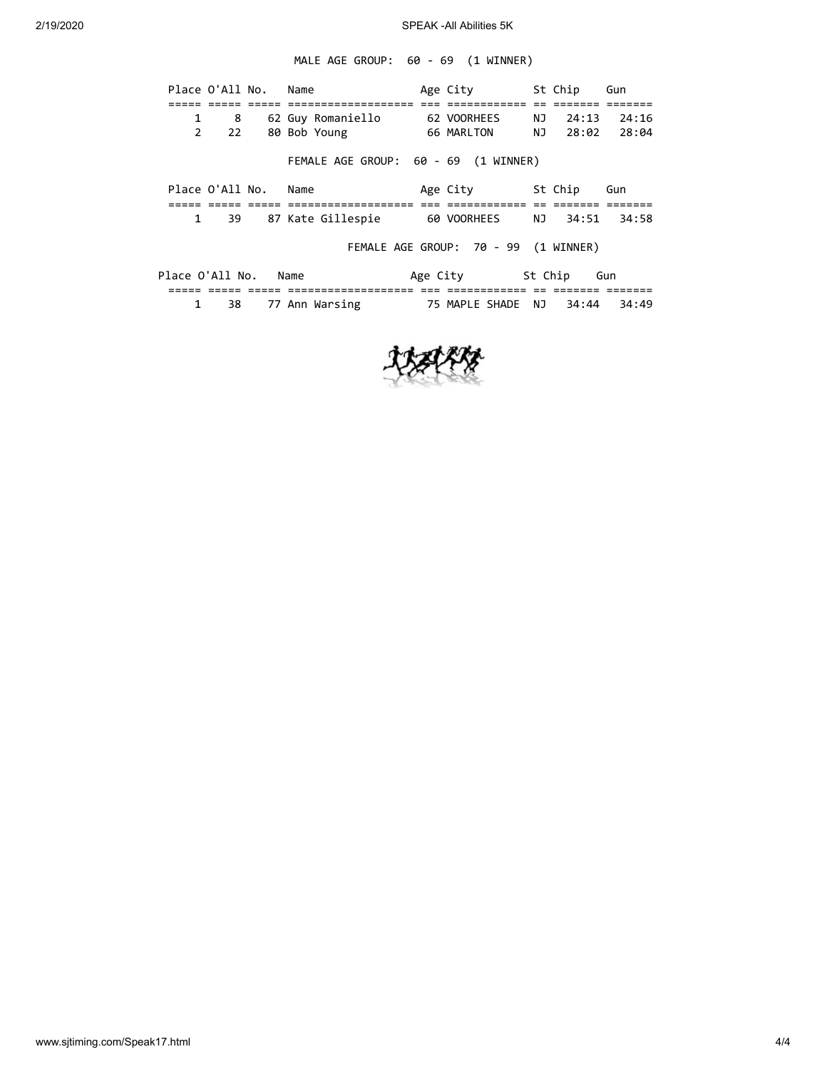MALE AGE GROUP: 60 - 69 (1 WINNER)

| Place | O'All | No. | Name | Age | City | St | Chip | Gun |
|---|---|---|---|---|---|---|---|---|
| 1 | 8 | 62 | Guy Romaniello | 62 | VOORHEES | NJ | 24:13 | 24:16 |
| 2 | 22 | 80 | Bob Young | 66 | MARLTON | NJ | 28:02 | 28:04 |

FEMALE AGE GROUP: 60 - 69 (1 WINNER)

| Place | O'All | No. | Name | Age | City | St | Chip | Gun |
|---|---|---|---|---|---|---|---|---|
| 1 | 39 | 87 | Kate Gillespie | 60 | VOORHEES | NJ | 34:51 | 34:58 |

FEMALE AGE GROUP: 70 - 99 (1 WINNER)

| Place | O'All | No. | Name | Age | City | St | Chip | Gun |
|---|---|---|---|---|---|---|---|---|
| 1 | 38 | 77 | Ann Warsing | 75 | MAPLE SHADE | NJ | 34:44 | 34:49 |